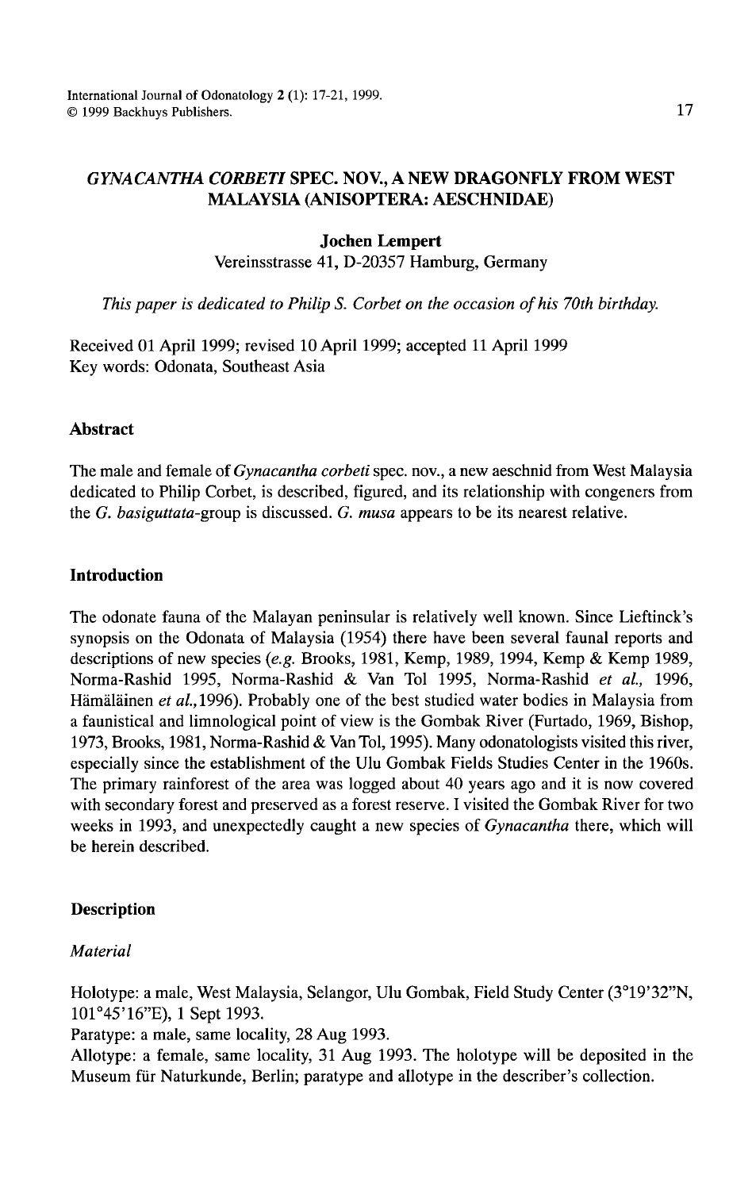# *GYNACANTHA CORBETI* SPEC. NOV., A NEW DRAGONFLY FROM WEST MALAYSIA (ANISOPTERA: AESCHNIDAE)

**Jochen Lempert**

Vereinsstrasse 41, D-20357 Hamburg, Germany

*This paper is dedicated to Philip S. Corbet on the occasion of his 70th birthday.*

Received 01 April 1999; revised 10 April 1999; accepted 11 April 1999

Key words: Odonata, Southeast Asia

## Abstract

The male and female of *Gynacantha corbeti* spec. nov., a new aeschnid from West Malaysia dedicated to Philip Corbet, is described, figured, and its relationship with congeners from the *G. basiguttata*-group is discussed. *G. musa* appears to be its nearest relative.

## Introduction

The odonate fauna of the Malayan peninsular is relatively well known. Since Lieftinck's synopsis on the Odonata of Malaysia (1954) there have been several faunal reports and descriptions of new species (*e.g.* Brooks, 1981, Kemp, 1989, 1994, Kemp & Kemp 1989, Norma-Rashid 1995, Norma-Rashid & Van Tol 1995, Norma-Rashid *et al.,* 1996, Hämäläinen *et al.,*1996). Probably one of the best studied water bodies in Malaysia from a faunistical and limnological point of view is the Gombak River (Furtado, 1969, Bishop, 1973, Brooks, 1981, Norma-Rashid & Van Tol, 1995). Many odonatologists visited this river, especially since the establishment of the Ulu Gombak Fields Studies Center in the 1960s. The primary rainforest of the area was logged about 40 years ago and it is now covered with secondary forest and preserved as a forest reserve. I visited the Gombak River for two weeks in 1993, and unexpectedly caught a new species of *Gynacantha* there, which will be herein described.

## Description

### *Material*

Holotype: a male, West Malaysia, Selangor, Ulu Gombak, Field Study Center (3°19'32"N, 101°45'16"E), 1 Sept 1993.

Paratype: a male, same locality, 28 Aug 1993.

Allotype: a female, same locality, 31 Aug 1993. The holotype will be deposited in the Museum für Naturkunde, Berlin; paratype and allotype in the describer's collection.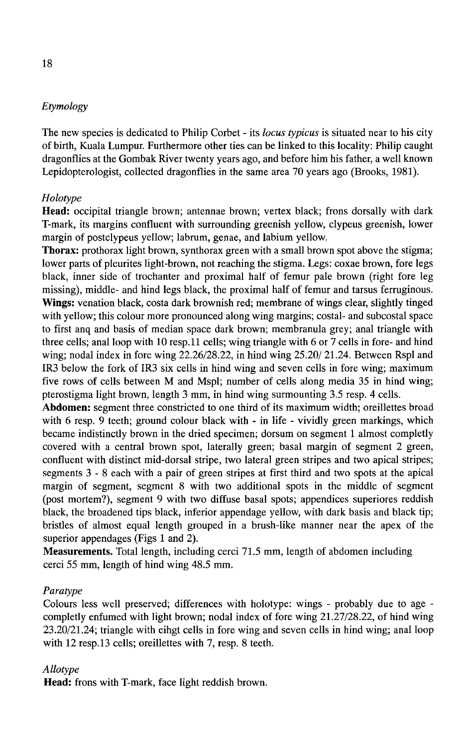### *Etymology*

The new species is dedicated to Philip Corbet - its *locus typicus* is situated near to his city of birth, Kuala Lumpur. Furthermore other ties can be linked to this locality: Philip caught dragonflies at the Gombak River twenty years ago, and before him his father, a well known Lepidopterologist, collected dragonflies in the same area 70 years ago (Brooks, 1981).

### *Holotype*

**Head:** occipital triangle brown; antennae brown; vertex black; frons dorsally with dark T-mark, its margins confluent with surrounding greenish yellow, clypeus greenish, lower margin of postclypeus yellow; labrum, genae, and labium yellow.

**Thorax:** prothorax light brown, synthorax green with a small brown spot above the stigma; lower parts of pleurites light-brown, not reaching the stigma. Legs: coxae brown, fore legs black, inner side of trochanter and proximal half of femur pale brown (right fore leg missing), middle- and hind legs black, the proximal half of femur and tarsus ferruginous.

**Wings:** venation black, costa dark brownish red; membrane of wings clear, slightly tinged with yellow; this colour more pronounced along wing margins; costal- and subcostal space to first anq and basis of median space dark brown; membranula grey; anal triangle with three cells; anal loop with 10 resp.11 cells; wing triangle with 6 or 7 cells in fore- and hind wing; nodal index in fore wing 22.26/28.22, in hind wing 25.20/ 21.24. Between Rspl and IR3 below the fork of IR3 six cells in hind wing and seven cells in fore wing; maximum five rows of cells between M and Mspl; number of cells along media 35 in hind wing; pterostigma light brown, length 3 mm, in hind wing surmounting 3.5 resp. 4 cells.

**Abdomen:** segment three constricted to one third of its maximum width; oreillettes broad with 6 resp. 9 teeth; ground colour black with - in life - vividly green markings, which became indistinctly brown in the dried specimen; dorsum on segment 1 almost completly covered with a central brown spot, laterally green; basal margin of segment 2 green, confluent with distinct mid-dorsal stripe, two lateral green stripes and two apical stripes; segments 3 - 8 each with a pair of green stripes at first third and two spots at the apical margin of segment, segment 8 with two additional spots in the middle of segment (post mortem?), segment 9 with two diffuse basal spots; appendices superiores reddish black, the broadened tips black, inferior appendage yellow, with dark basis and black tip; bristles of almost equal length grouped in a brush-like manner near the apex of the superior appendages (Figs 1 and 2).

**Measurements.** Total length, including cerci 71.5 mm, length of abdomen including cerci 55 mm, length of hind wing 48.5 mm.

### *Paratype*

Colours less well preserved; differences with holotype: wings - probably due to age - completly enfumed with light brown; nodal index of fore wing 21.27/28.22, of hind wing 23.20/21.24; triangle with eihgt cells in fore wing and seven cells in hind wing; anal loop with 12 resp.13 cells; oreillettes with 7, resp. 8 teeth.

### *Allotype*

**Head:** frons with T-mark, face light reddish brown.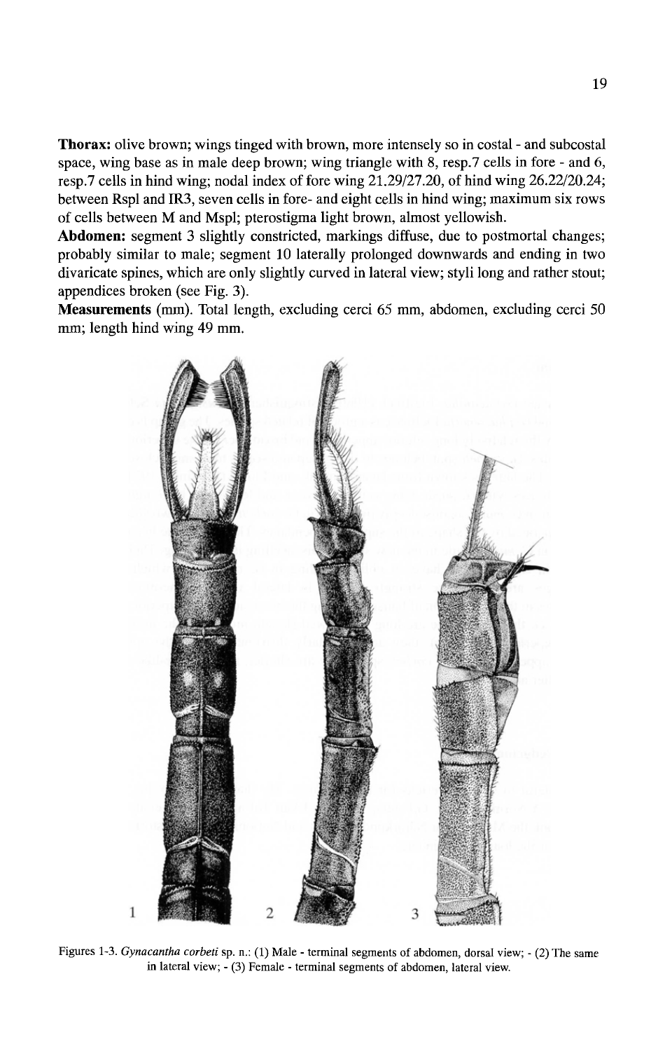**Thorax:** olive brown; wings tinged with brown, more intensely so in costal - and subcostal space, wing base as in male deep brown; wing triangle with 8, resp.7 cells in fore - and 6, resp.7 cells in hind wing; nodal index of fore wing 21.29/27.20, of hind wing 26.22/20.24; between Rspl and IR3, seven cells in fore- and eight cells in hind wing; maximum six rows of cells between M and Mspl; pterostigma light brown, almost yellowish.

**Abdomen:** segment 3 slightly constricted, markings diffuse, due to postmortal changes; probably similar to male; segment 10 laterally prolonged downwards and ending in two divaricate spines, which are only slightly curved in lateral view; styli long and rather stout; appendices broken (see Fig. 3).

**Measurements** (mm). Total length, excluding cerci 65 mm, abdomen, excluding cerci 50 mm; length hind wing 49 mm.

Figures 1-3. *Gynacantha corbeti* sp. n.: (1) Male - terminal segments of abdomen, dorsal view; - (2) The same in lateral view; - (3) Female - terminal segments of abdomen, lateral view.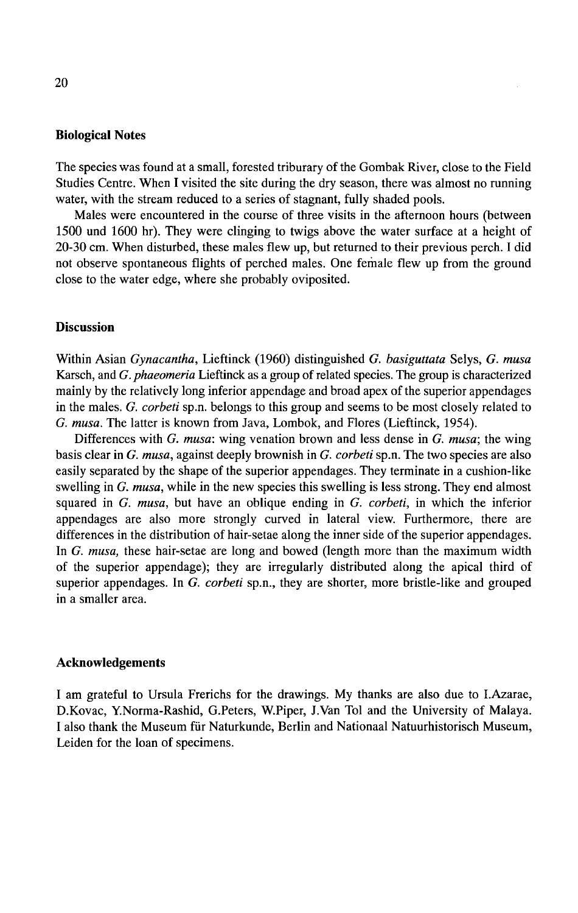## Biological Notes

The species was found at a small, forested triburary of the Gombak River, close to the Field Studies Centre. When I visited the site during the dry season, there was almost no running water, with the stream reduced to a series of stagnant, fully shaded pools.

Males were encountered in the course of three visits in the afternoon hours (between 1500 und 1600 hr). They were clinging to twigs above the water surface at a height of 20-30 cm. When disturbed, these males flew up, but returned to their previous perch. I did not observe spontaneous flights of perched males. One female flew up from the ground close to the water edge, where she probably oviposited.

## Discussion

Within Asian *Gynacantha*, Lieftinck (1960) distinguished *G. basiguttata* Selys, *G. musa* Karsch, and *G. phaeomeria* Lieftinck as a group of related species. The group is characterized mainly by the relatively long inferior appendage and broad apex of the superior appendages in the males. *G. corbeti* sp.n. belongs to this group and seems to be most closely related to *G. musa*. The latter is known from Java, Lombok, and Flores (Lieftinck, 1954).

Differences with *G. musa*: wing venation brown and less dense in *G. musa*; the wing basis clear in *G. musa*, against deeply brownish in *G. corbeti* sp.n. The two species are also easily separated by the shape of the superior appendages. They terminate in a cushion-like swelling in *G. musa*, while in the new species this swelling is less strong. They end almost squared in *G. musa*, but have an oblique ending in *G. corbeti*, in which the inferior appendages are also more strongly curved in lateral view. Furthermore, there are differences in the distribution of hair-setae along the inner side of the superior appendages. In *G. musa*, these hair-setae are long and bowed (length more than the maximum width of the superior appendage); they are irregularly distributed along the apical third of superior appendages. In *G. corbeti* sp.n., they are shorter, more bristle-like and grouped in a smaller area.

## Acknowledgements

I am grateful to Ursula Frerichs for the drawings. My thanks are also due to I.Azarae, D.Kovac, Y.Norma-Rashid, G.Peters, W.Piper, J.Van Tol and the University of Malaya. I also thank the Museum für Naturkunde, Berlin and Nationaal Natuurhistorisch Museum, Leiden for the loan of specimens.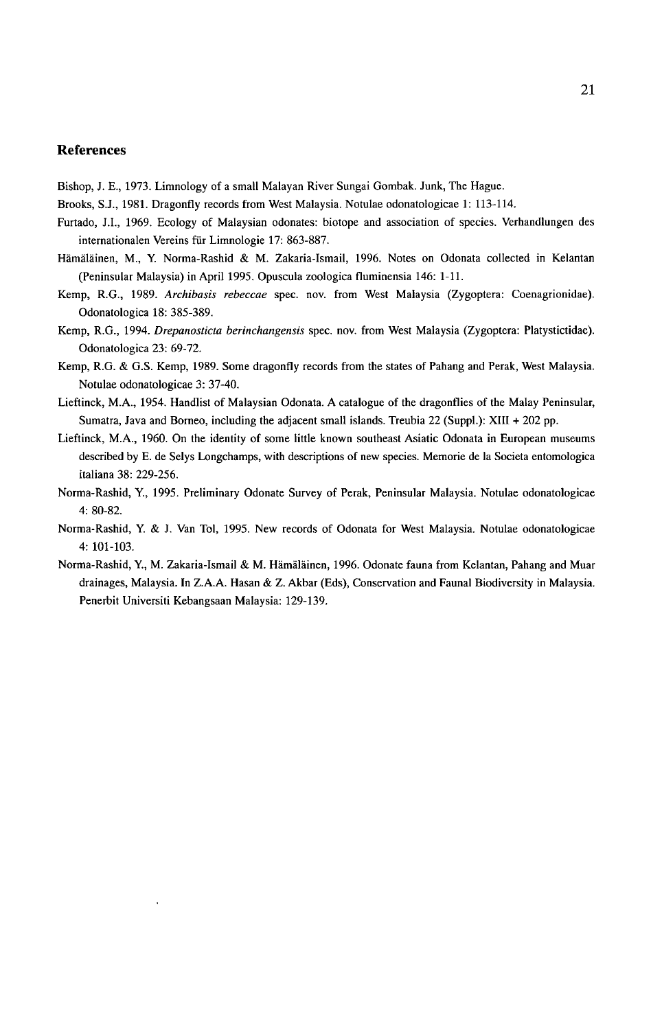## References

Bishop, J. E., 1973. Limnology of a small Malayan River Sungai Gombak. Junk, The Hague.

Brooks, S.J., 1981. Dragonfly records from West Malaysia. Notulae odonatologicae 1: 113-114.

Furtado, J.I., 1969. Ecology of Malaysian odonates: biotope and association of species. Verhandlungen des internationalen Vereins für Limnologie 17: 863-887.

Hämäläinen, M., Y. Norma-Rashid & M. Zakaria-Ismail, 1996. Notes on Odonata collected in Kelantan (Peninsular Malaysia) in April 1995. Opuscula zoologica fluminensia 146: 1-11.

Kemp, R.G., 1989. *Archibasis rebeccae* spec. nov. from West Malaysia (Zygoptera: Coenagrionidae). Odonatologica 18: 385-389.

Kemp, R.G., 1994. *Drepanosticta berinchangensis* spec. nov. from West Malaysia (Zygoptera: Platystictidae). Odonatologica 23: 69-72.

Kemp, R.G. & G.S. Kemp, 1989. Some dragonfly records from the states of Pahang and Perak, West Malaysia. Notulae odonatologicae 3: 37-40.

Lieftinck, M.A., 1954. Handlist of Malaysian Odonata. A catalogue of the dragonflies of the Malay Peninsular, Sumatra, Java and Borneo, including the adjacent small islands. Treubia 22 (Suppl.): XIII + 202 pp.

Lieftinck, M.A., 1960. On the identity of some little known southeast Asiatic Odonata in European museums described by E. de Selys Longchamps, with descriptions of new species. Memorie de la Societa entomologica italiana 38: 229-256.

Norma-Rashid, Y., 1995. Preliminary Odonate Survey of Perak, Peninsular Malaysia. Notulae odonatologicae 4: 80-82.

Norma-Rashid, Y. & J. Van Tol, 1995. New records of Odonata for West Malaysia. Notulae odonatologicae 4: 101-103.

Norma-Rashid, Y., M. Zakaria-Ismail & M. Hämäläinen, 1996. Odonate fauna from Kelantan, Pahang and Muar drainages, Malaysia. In Z.A.A. Hasan & Z. Akbar (Eds), Conservation and Faunal Biodiversity in Malaysia. Penerbit Universiti Kebangsaan Malaysia: 129-139.